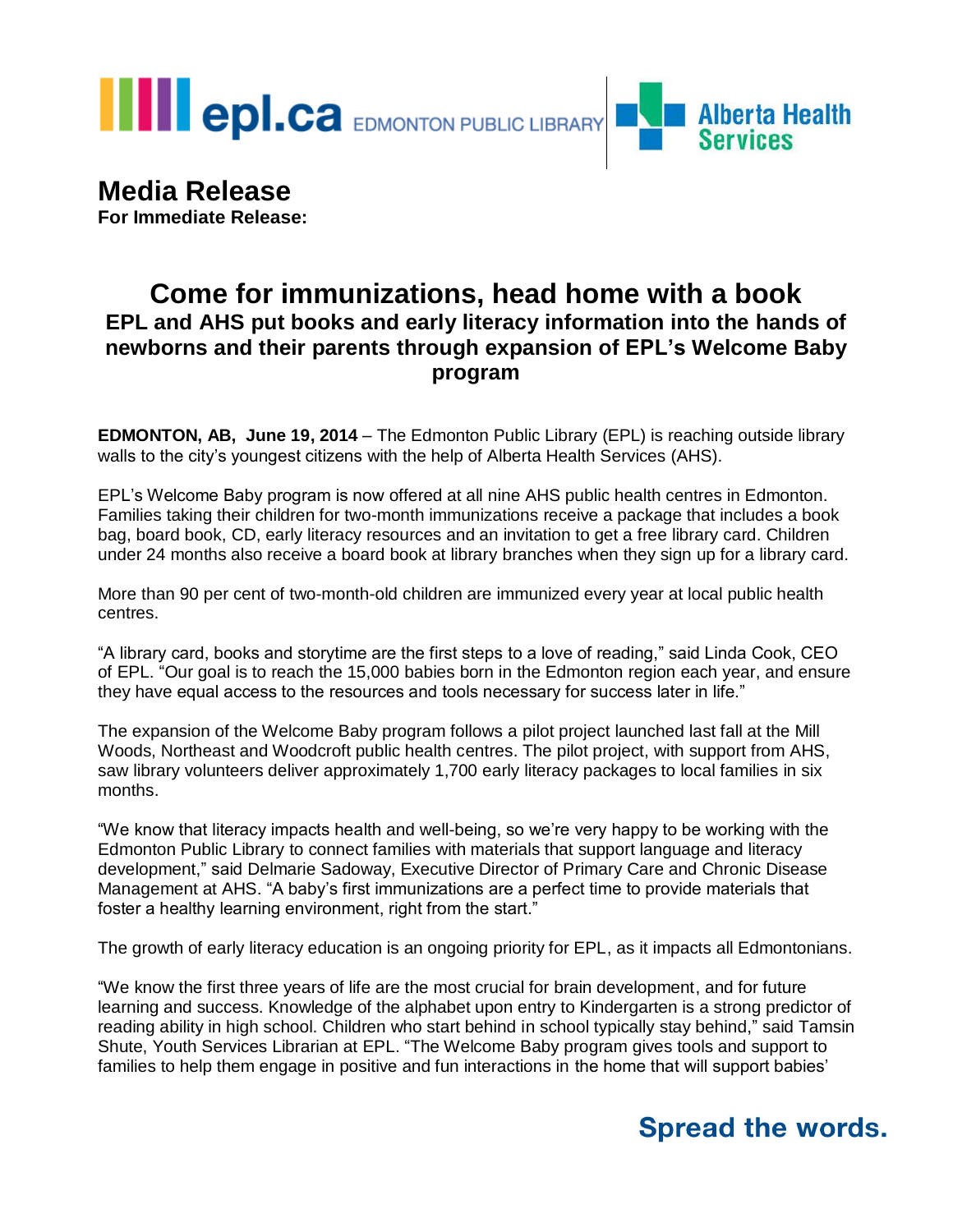epl.ca EDMONTON PUBLIC LIBRARY | Alberta Health Services

# Media Release

**For Immediate Release:**

## Come for immunizations, head home with a book

### EPL and AHS put books and early literacy information into the hands of newborns and their parents through expansion of EPL's Welcome Baby program

**EDMONTON, AB, June 19, 2014** – The Edmonton Public Library (EPL) is reaching outside library walls to the city's youngest citizens with the help of Alberta Health Services (AHS).

EPL's Welcome Baby program is now offered at all nine AHS public health centres in Edmonton. Families taking their children for two-month immunizations receive a package that includes a book bag, board book, CD, early literacy resources and an invitation to get a free library card. Children under 24 months also receive a board book at library branches when they sign up for a library card.

More than 90 per cent of two-month-old children are immunized every year at local public health centres.

"A library card, books and storytime are the first steps to a love of reading," said Linda Cook, CEO of EPL. "Our goal is to reach the 15,000 babies born in the Edmonton region each year, and ensure they have equal access to the resources and tools necessary for success later in life."

The expansion of the Welcome Baby program follows a pilot project launched last fall at the Mill Woods, Northeast and Woodcroft public health centres. The pilot project, with support from AHS, saw library volunteers deliver approximately 1,700 early literacy packages to local families in six months.

"We know that literacy impacts health and well-being, so we're very happy to be working with the Edmonton Public Library to connect families with materials that support language and literacy development," said Delmarie Sadoway, Executive Director of Primary Care and Chronic Disease Management at AHS. "A baby's first immunizations are a perfect time to provide materials that foster a healthy learning environment, right from the start."

The growth of early literacy education is an ongoing priority for EPL, as it impacts all Edmontonians.

"We know the first three years of life are the most crucial for brain development, and for future learning and success. Knowledge of the alphabet upon entry to Kindergarten is a strong predictor of reading ability in high school. Children who start behind in school typically stay behind," said Tamsin Shute, Youth Services Librarian at EPL. "The Welcome Baby program gives tools and support to families to help them engage in positive and fun interactions in the home that will support babies'

**Spread the words.**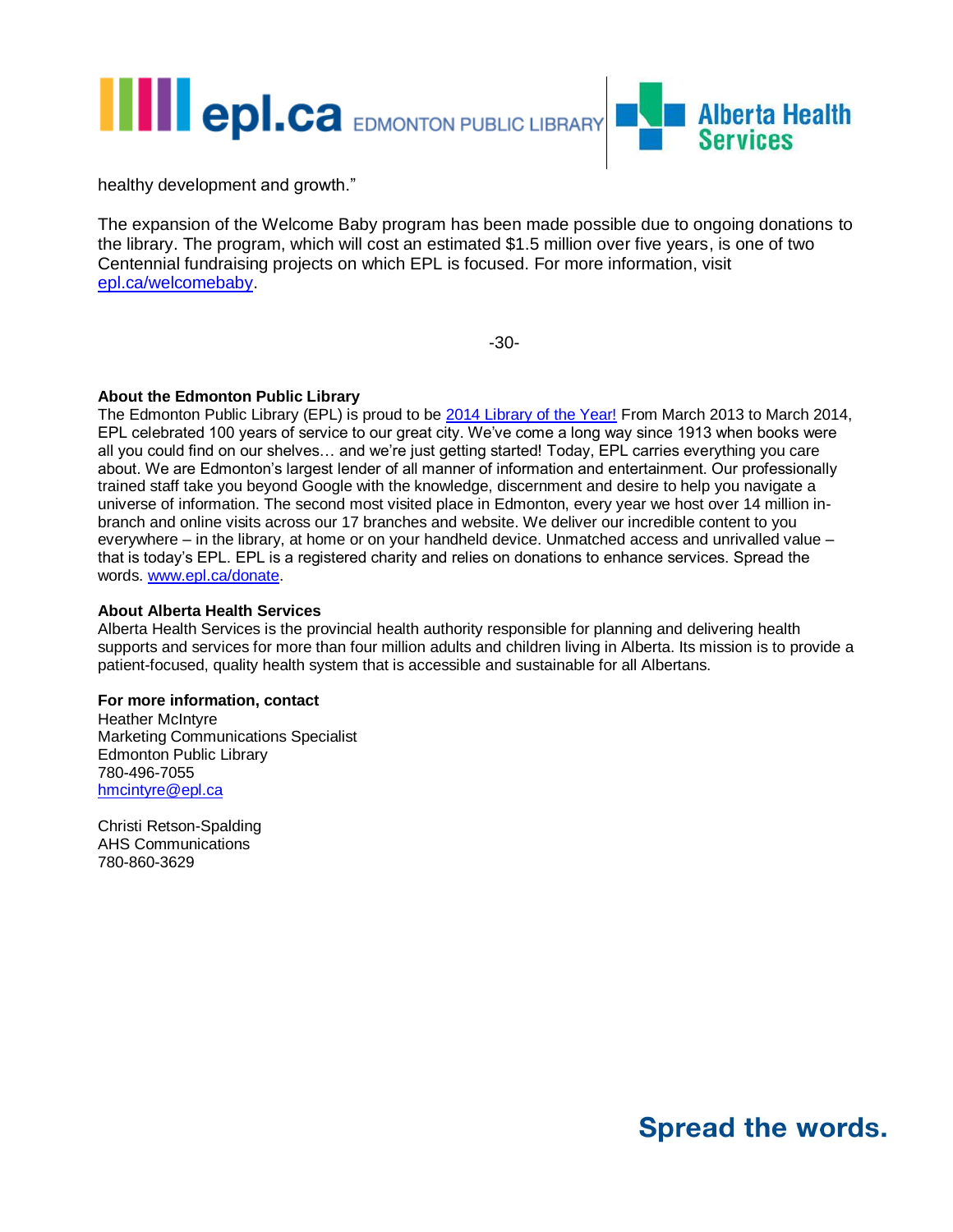healthy development and growth."

The expansion of the Welcome Baby program has been made possible due to ongoing donations to the library. The program, which will cost an estimated $1.5 million over five years, is one of two Centennial fundraising projects on which EPL is focused. For more information, visit epl.ca/welcomebaby.

-30-

**About the Edmonton Public Library**
The Edmonton Public Library (EPL) is proud to be 2014 Library of the Year! From March 2013 to March 2014, EPL celebrated 100 years of service to our great city. We've come a long way since 1913 when books were all you could find on our shelves… and we're just getting started! Today, EPL carries everything you care about. We are Edmonton's largest lender of all manner of information and entertainment. Our professionally trained staff take you beyond Google with the knowledge, discernment and desire to help you navigate a universe of information. The second most visited place in Edmonton, every year we host over 14 million in-branch and online visits across our 17 branches and website. We deliver our incredible content to you everywhere – in the library, at home or on your handheld device. Unmatched access and unrivalled value – that is today's EPL. EPL is a registered charity and relies on donations to enhance services. Spread the words. www.epl.ca/donate.

**About Alberta Health Services**
Alberta Health Services is the provincial health authority responsible for planning and delivering health supports and services for more than four million adults and children living in Alberta. Its mission is to provide a patient-focused, quality health system that is accessible and sustainable for all Albertans.

**For more information, contact**
Heather McIntyre
Marketing Communications Specialist
Edmonton Public Library
780-496-7055
hmcintyre@epl.ca

Christi Retson-Spalding
AHS Communications
780-860-3629

**Spread the words.**